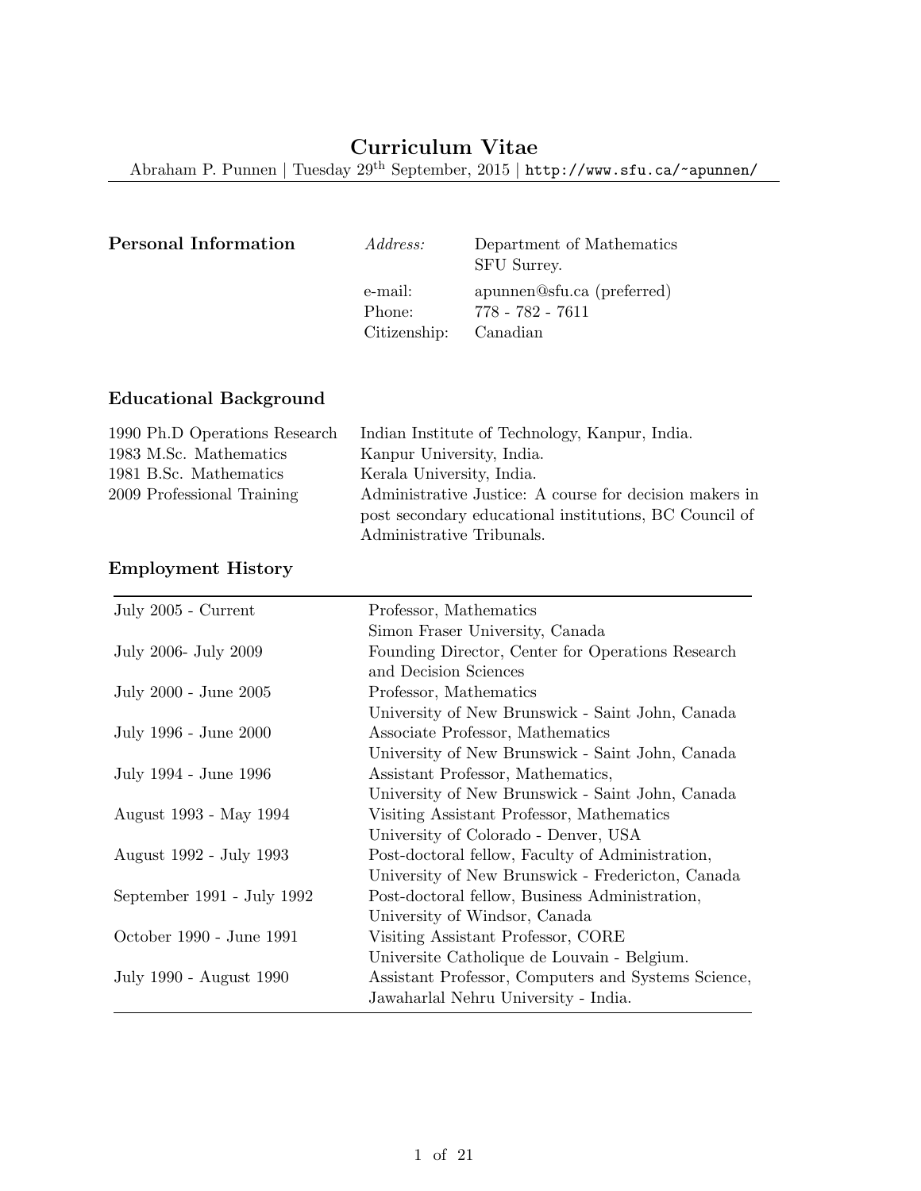# Curriculum Vitae

Abraham P. Punnen | Tuesday 29th September, 2015 | http://www.sfu.ca/~apunnen/

## Personal Information

| | |
|---|---|
| *Address:* | Department of Mathematics<br>SFU Surrey. |
| e-mail: | apunnen@sfu.ca (preferred) |
| Phone: | 778 - 782 - 7611 |
| Citizenship: | Canadian |

## Educational Background

| | |
|---|---|
| 1990 Ph.D Operations Research | Indian Institute of Technology, Kanpur, India. |
| 1983 M.Sc. Mathematics | Kanpur University, India. |
| 1981 B.Sc. Mathematics | Kerala University, India. |
| 2009 Professional Training | Administrative Justice: A course for decision makers in post secondary educational institutions, BC Council of Administrative Tribunals. |

## Employment History

| | |
|---|---|
| July 2005 - Current | Professor, Mathematics<br>Simon Fraser University, Canada |
| July 2006- July 2009 | Founding Director, Center for Operations Research and Decision Sciences |
| July 2000 - June 2005 | Professor, Mathematics<br>University of New Brunswick - Saint John, Canada |
| July 1996 - June 2000 | Associate Professor, Mathematics<br>University of New Brunswick - Saint John, Canada |
| July 1994 - June 1996 | Assistant Professor, Mathematics,<br>University of New Brunswick - Saint John, Canada |
| August 1993 - May 1994 | Visiting Assistant Professor, Mathematics<br>University of Colorado - Denver, USA |
| August 1992 - July 1993 | Post-doctoral fellow, Faculty of Administration,<br>University of New Brunswick - Fredericton, Canada |
| September 1991 - July 1992 | Post-doctoral fellow, Business Administration,<br>University of Windsor, Canada |
| October 1990 - June 1991 | Visiting Assistant Professor, CORE<br>Universite Catholique de Louvain - Belgium. |
| July 1990 - August 1990 | Assistant Professor, Computers and Systems Science,<br>Jawaharlal Nehru University - India. |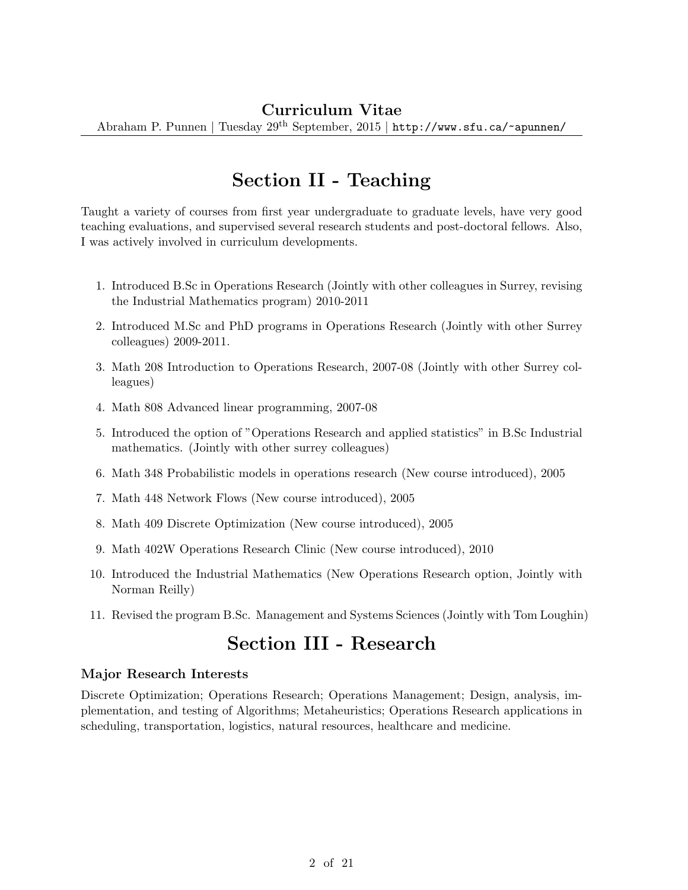# Section II - Teaching

Taught a variety of courses from first year undergraduate to graduate levels, have very good teaching evaluations, and supervised several research students and post-doctoral fellows. Also, I was actively involved in curriculum developments.

1. Introduced B.Sc in Operations Research (Jointly with other colleagues in Surrey, revising the Industrial Mathematics program) 2010-2011
2. Introduced M.Sc and PhD programs in Operations Research (Jointly with other Surrey colleagues) 2009-2011.
3. Math 208 Introduction to Operations Research, 2007-08 (Jointly with other Surrey colleagues)
4. Math 808 Advanced linear programming, 2007-08
5. Introduced the option of "Operations Research and applied statistics" in B.Sc Industrial mathematics. (Jointly with other surrey colleagues)
6. Math 348 Probabilistic models in operations research (New course introduced), 2005
7. Math 448 Network Flows (New course introduced), 2005
8. Math 409 Discrete Optimization (New course introduced), 2005
9. Math 402W Operations Research Clinic (New course introduced), 2010
10. Introduced the Industrial Mathematics (New Operations Research option, Jointly with Norman Reilly)
11. Revised the program B.Sc. Management and Systems Sciences (Jointly with Tom Loughin)

# Section III - Research

### Major Research Interests

Discrete Optimization; Operations Research; Operations Management; Design, analysis, implementation, and testing of Algorithms; Metaheuristics; Operations Research applications in scheduling, transportation, logistics, natural resources, healthcare and medicine.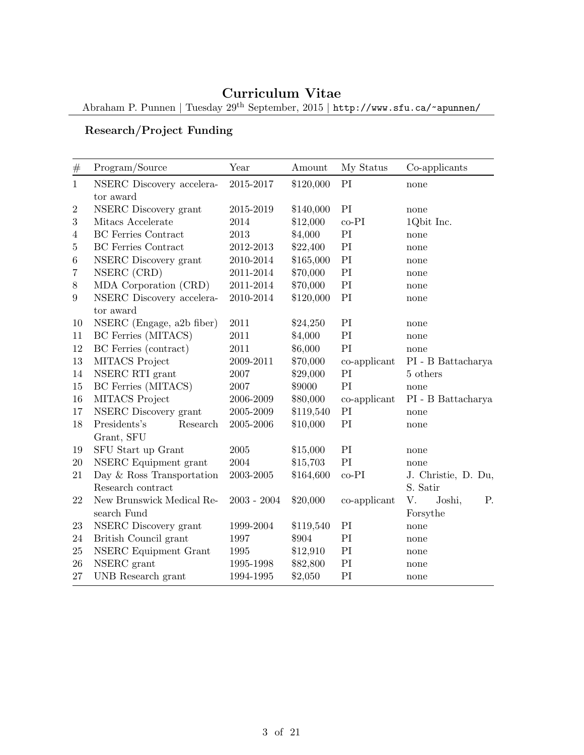# Curriculum Vitae

Abraham P. Punnen | Tuesday 29th September, 2015 | http://www.sfu.ca/~apunnen/

## Research/Project Funding

| # | Program/Source | Year | Amount | My Status | Co-applicants |
|---|---|---|---|---|---|
| 1 | NSERC Discovery accelerator award | 2015-2017 | $120,000 | PI | none |
| 2 | NSERC Discovery grant | 2015-2019 | $140,000 | PI | none |
| 3 | Mitacs Accelerate | 2014 | $12,000 | co-PI | 1Qbit Inc. |
| 4 | BC Ferries Contract | 2013 | $4,000 | PI | none |
| 5 | BC Ferries Contract | 2012-2013 | $22,400 | PI | none |
| 6 | NSERC Discovery grant | 2010-2014 | $165,000 | PI | none |
| 7 | NSERC (CRD) | 2011-2014 | $70,000 | PI | none |
| 8 | MDA Corporation (CRD) | 2011-2014 | $70,000 | PI | none |
| 9 | NSERC Discovery accelerator award | 2010-2014 | $120,000 | PI | none |
| 10 | NSERC (Engage, a2b fiber) | 2011 | $24,250 | PI | none |
| 11 | BC Ferries (MITACS) | 2011 | $4,000 | PI | none |
| 12 | BC Ferries (contract) | 2011 | $6,000 | PI | none |
| 13 | MITACS Project | 2009-2011 | $70,000 | co-applicant | PI - B Battacharya |
| 14 | NSERC RTI grant | 2007 | $29,000 | PI | 5 others |
| 15 | BC Ferries (MITACS) | 2007 | $9000 | PI | none |
| 16 | MITACS Project | 2006-2009 | $80,000 | co-applicant | PI - B Battacharya |
| 17 | NSERC Discovery grant | 2005-2009 | $119,540 | PI | none |
| 18 | Presidents's Research Grant, SFU | 2005-2006 | $10,000 | PI | none |
| 19 | SFU Start up Grant | 2005 | $15,000 | PI | none |
| 20 | NSERC Equipment grant | 2004 | $15,703 | PI | none |
| 21 | Day & Ross Transportation Research contract | 2003-2005 | $164,600 | co-PI | J. Christie, D. Du, S. Satir |
| 22 | New Brunswick Medical Research Fund | 2003 - 2004 | $20,000 | co-applicant | V. Joshi, P. Forsythe |
| 23 | NSERC Discovery grant | 1999-2004 | $119,540 | PI | none |
| 24 | British Council grant | 1997 | $904 | PI | none |
| 25 | NSERC Equipment Grant | 1995 | $12,910 | PI | none |
| 26 | NSERC grant | 1995-1998 | $82,800 | PI | none |
| 27 | UNB Research grant | 1994-1995 | $2,050 | PI | none |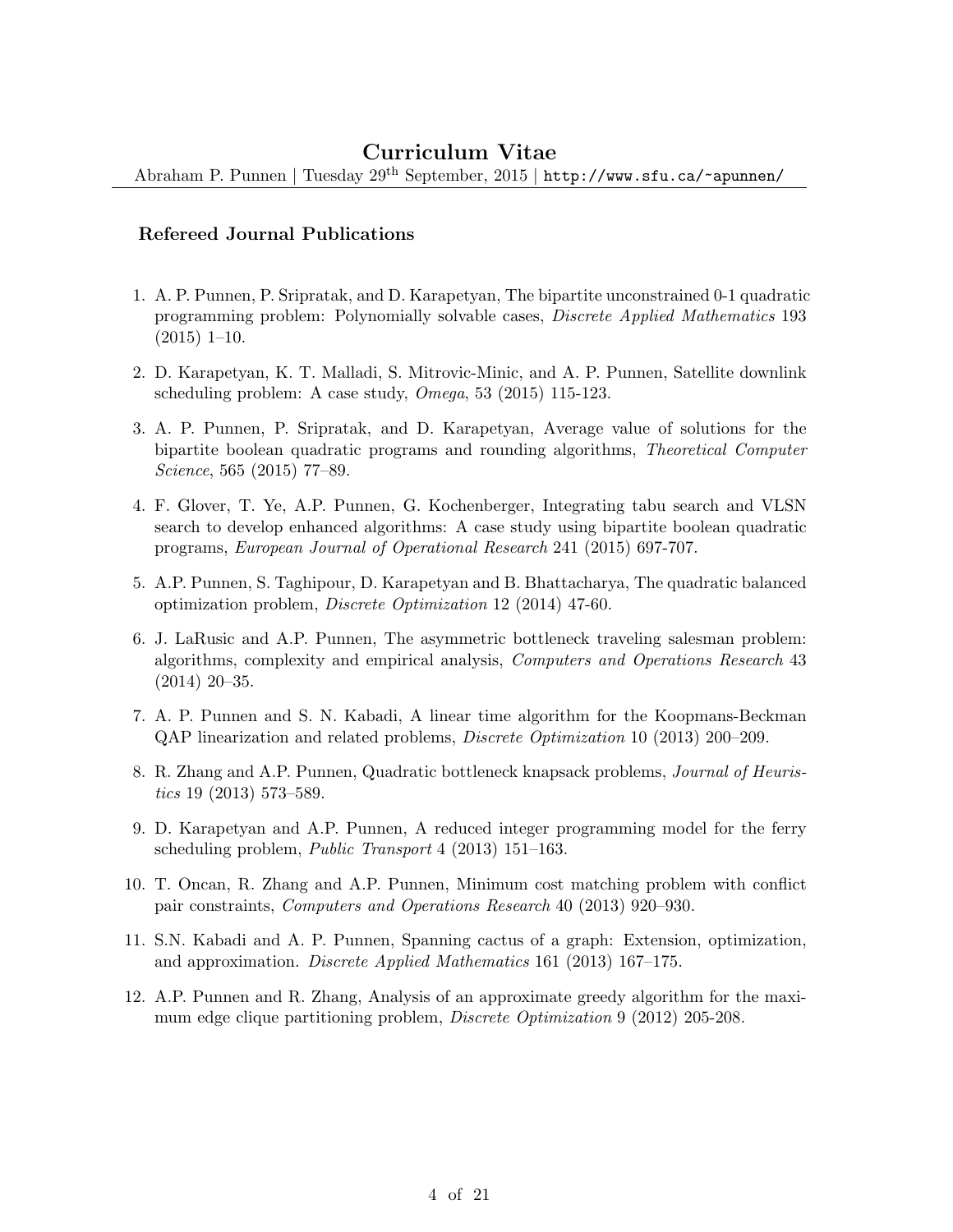### Refereed Journal Publications

1. A. P. Punnen, P. Sripratak, and D. Karapetyan, The bipartite unconstrained 0-1 quadratic programming problem: Polynomially solvable cases, *Discrete Applied Mathematics* 193 (2015) 1–10.

2. D. Karapetyan, K. T. Malladi, S. Mitrovic-Minic, and A. P. Punnen, Satellite downlink scheduling problem: A case study, *Omega*, 53 (2015) 115-123.

3. A. P. Punnen, P. Sripratak, and D. Karapetyan, Average value of solutions for the bipartite boolean quadratic programs and rounding algorithms, *Theoretical Computer Science*, 565 (2015) 77–89.

4. F. Glover, T. Ye, A.P. Punnen, G. Kochenberger, Integrating tabu search and VLSN search to develop enhanced algorithms: A case study using bipartite boolean quadratic programs, *European Journal of Operational Research* 241 (2015) 697-707.

5. A.P. Punnen, S. Taghipour, D. Karapetyan and B. Bhattacharya, The quadratic balanced optimization problem, *Discrete Optimization* 12 (2014) 47-60.

6. J. LaRusic and A.P. Punnen, The asymmetric bottleneck traveling salesman problem: algorithms, complexity and empirical analysis, *Computers and Operations Research* 43 (2014) 20–35.

7. A. P. Punnen and S. N. Kabadi, A linear time algorithm for the Koopmans-Beckman QAP linearization and related problems, *Discrete Optimization* 10 (2013) 200–209.

8. R. Zhang and A.P. Punnen, Quadratic bottleneck knapsack problems, *Journal of Heuristics* 19 (2013) 573–589.

9. D. Karapetyan and A.P. Punnen, A reduced integer programming model for the ferry scheduling problem, *Public Transport* 4 (2013) 151–163.

10. T. Oncan, R. Zhang and A.P. Punnen, Minimum cost matching problem with conflict pair constraints, *Computers and Operations Research* 40 (2013) 920–930.

11. S.N. Kabadi and A. P. Punnen, Spanning cactus of a graph: Extension, optimization, and approximation. *Discrete Applied Mathematics* 161 (2013) 167–175.

12. A.P. Punnen and R. Zhang, Analysis of an approximate greedy algorithm for the maximum edge clique partitioning problem, *Discrete Optimization* 9 (2012) 205-208.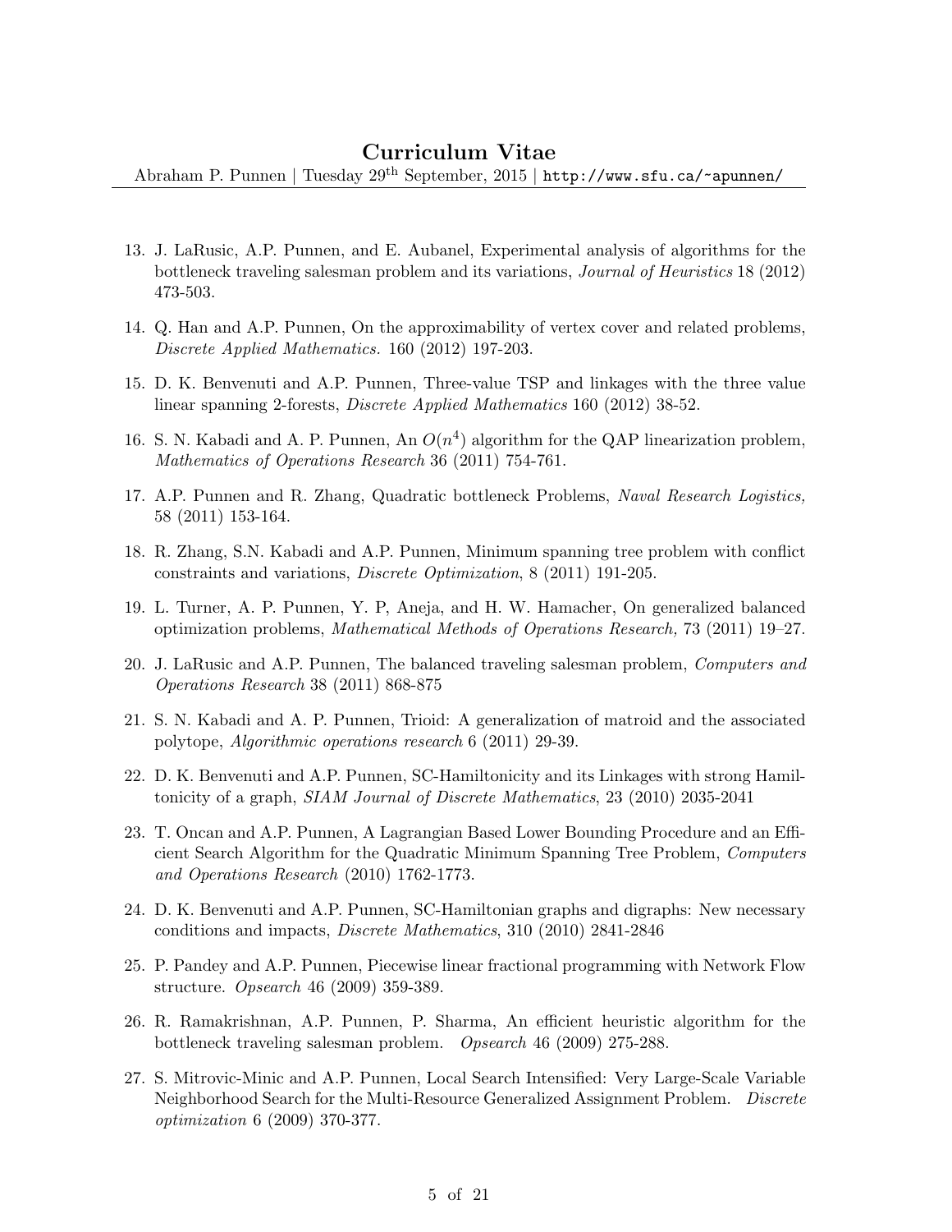13. J. LaRusic, A.P. Punnen, and E. Aubanel, Experimental analysis of algorithms for the bottleneck traveling salesman problem and its variations, *Journal of Heuristics* 18 (2012) 473-503.

14. Q. Han and A.P. Punnen, On the approximability of vertex cover and related problems, *Discrete Applied Mathematics.* 160 (2012) 197-203.

15. D. K. Benvenuti and A.P. Punnen, Three-value TSP and linkages with the three value linear spanning 2-forests, *Discrete Applied Mathematics* 160 (2012) 38-52.

16. S. N. Kabadi and A. P. Punnen, An $O(n^4)$ algorithm for the QAP linearization problem, *Mathematics of Operations Research* 36 (2011) 754-761.

17. A.P. Punnen and R. Zhang, Quadratic bottleneck Problems, *Naval Research Logistics,* 58 (2011) 153-164.

18. R. Zhang, S.N. Kabadi and A.P. Punnen, Minimum spanning tree problem with conflict constraints and variations, *Discrete Optimization*, 8 (2011) 191-205.

19. L. Turner, A. P. Punnen, Y. P, Aneja, and H. W. Hamacher, On generalized balanced optimization problems, *Mathematical Methods of Operations Research,* 73 (2011) 19–27.

20. J. LaRusic and A.P. Punnen, The balanced traveling salesman problem, *Computers and Operations Research* 38 (2011) 868-875

21. S. N. Kabadi and A. P. Punnen, Trioid: A generalization of matroid and the associated polytope, *Algorithmic operations research* 6 (2011) 29-39.

22. D. K. Benvenuti and A.P. Punnen, SC-Hamiltonicity and its Linkages with strong Hamiltonicity of a graph, *SIAM Journal of Discrete Mathematics*, 23 (2010) 2035-2041

23. T. Oncan and A.P. Punnen, A Lagrangian Based Lower Bounding Procedure and an Efficient Search Algorithm for the Quadratic Minimum Spanning Tree Problem, *Computers and Operations Research* (2010) 1762-1773.

24. D. K. Benvenuti and A.P. Punnen, SC-Hamiltonian graphs and digraphs: New necessary conditions and impacts, *Discrete Mathematics*, 310 (2010) 2841-2846

25. P. Pandey and A.P. Punnen, Piecewise linear fractional programming with Network Flow structure. *Opsearch* 46 (2009) 359-389.

26. R. Ramakrishnan, A.P. Punnen, P. Sharma, An efficient heuristic algorithm for the bottleneck traveling salesman problem. *Opsearch* 46 (2009) 275-288.

27. S. Mitrovic-Minic and A.P. Punnen, Local Search Intensified: Very Large-Scale Variable Neighborhood Search for the Multi-Resource Generalized Assignment Problem. *Discrete optimization* 6 (2009) 370-377.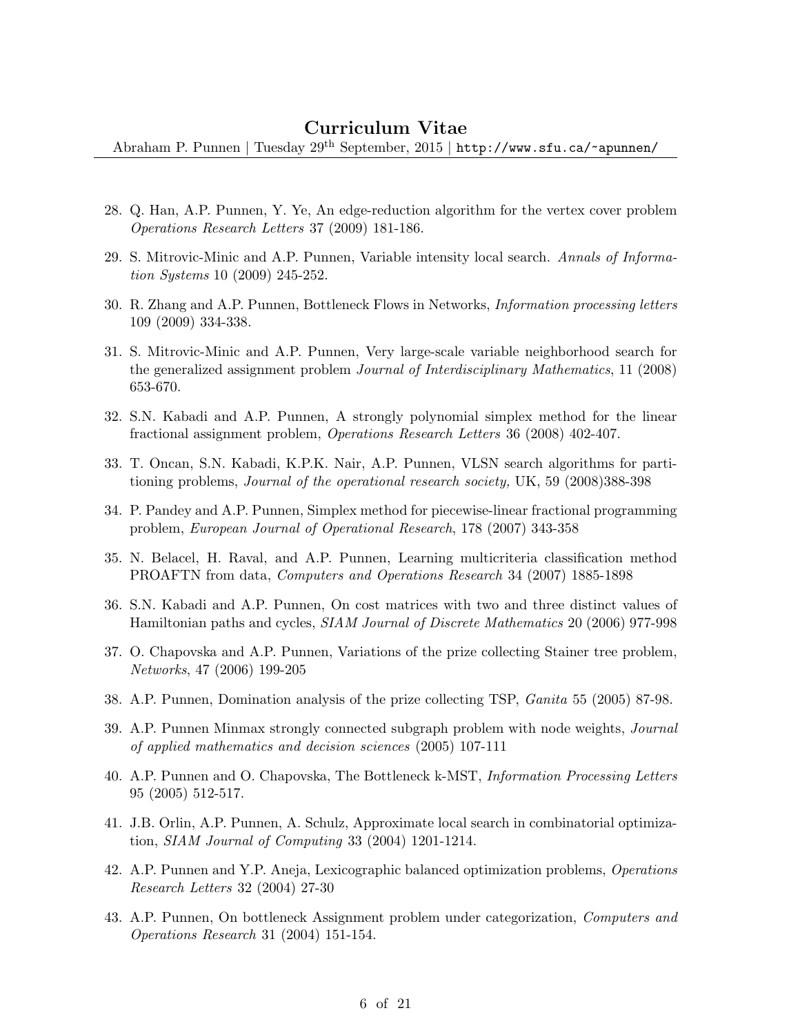28. Q. Han, A.P. Punnen, Y. Ye, An edge-reduction algorithm for the vertex cover problem *Operations Research Letters* 37 (2009) 181-186.

29. S. Mitrovic-Minic and A.P. Punnen, Variable intensity local search. *Annals of Information Systems* 10 (2009) 245-252.

30. R. Zhang and A.P. Punnen, Bottleneck Flows in Networks, *Information processing letters* 109 (2009) 334-338.

31. S. Mitrovic-Minic and A.P. Punnen, Very large-scale variable neighborhood search for the generalized assignment problem *Journal of Interdisciplinary Mathematics*, 11 (2008) 653-670.

32. S.N. Kabadi and A.P. Punnen, A strongly polynomial simplex method for the linear fractional assignment problem, *Operations Research Letters* 36 (2008) 402-407.

33. T. Oncan, S.N. Kabadi, K.P.K. Nair, A.P. Punnen, VLSN search algorithms for partitioning problems, *Journal of the operational research society,* UK, 59 (2008)388-398

34. P. Pandey and A.P. Punnen, Simplex method for piecewise-linear fractional programming problem, *European Journal of Operational Research*, 178 (2007) 343-358

35. N. Belacel, H. Raval, and A.P. Punnen, Learning multicriteria classification method PROAFTN from data, *Computers and Operations Research* 34 (2007) 1885-1898

36. S.N. Kabadi and A.P. Punnen, On cost matrices with two and three distinct values of Hamiltonian paths and cycles, *SIAM Journal of Discrete Mathematics* 20 (2006) 977-998

37. O. Chapovska and A.P. Punnen, Variations of the prize collecting Stainer tree problem, *Networks*, 47 (2006) 199-205

38. A.P. Punnen, Domination analysis of the prize collecting TSP, *Ganita* 55 (2005) 87-98.

39. A.P. Punnen Minmax strongly connected subgraph problem with node weights, *Journal of applied mathematics and decision sciences* (2005) 107-111

40. A.P. Punnen and O. Chapovska, The Bottleneck k-MST, *Information Processing Letters* 95 (2005) 512-517.

41. J.B. Orlin, A.P. Punnen, A. Schulz, Approximate local search in combinatorial optimization, *SIAM Journal of Computing* 33 (2004) 1201-1214.

42. A.P. Punnen and Y.P. Aneja, Lexicographic balanced optimization problems, *Operations Research Letters* 32 (2004) 27-30

43. A.P. Punnen, On bottleneck Assignment problem under categorization, *Computers and Operations Research* 31 (2004) 151-154.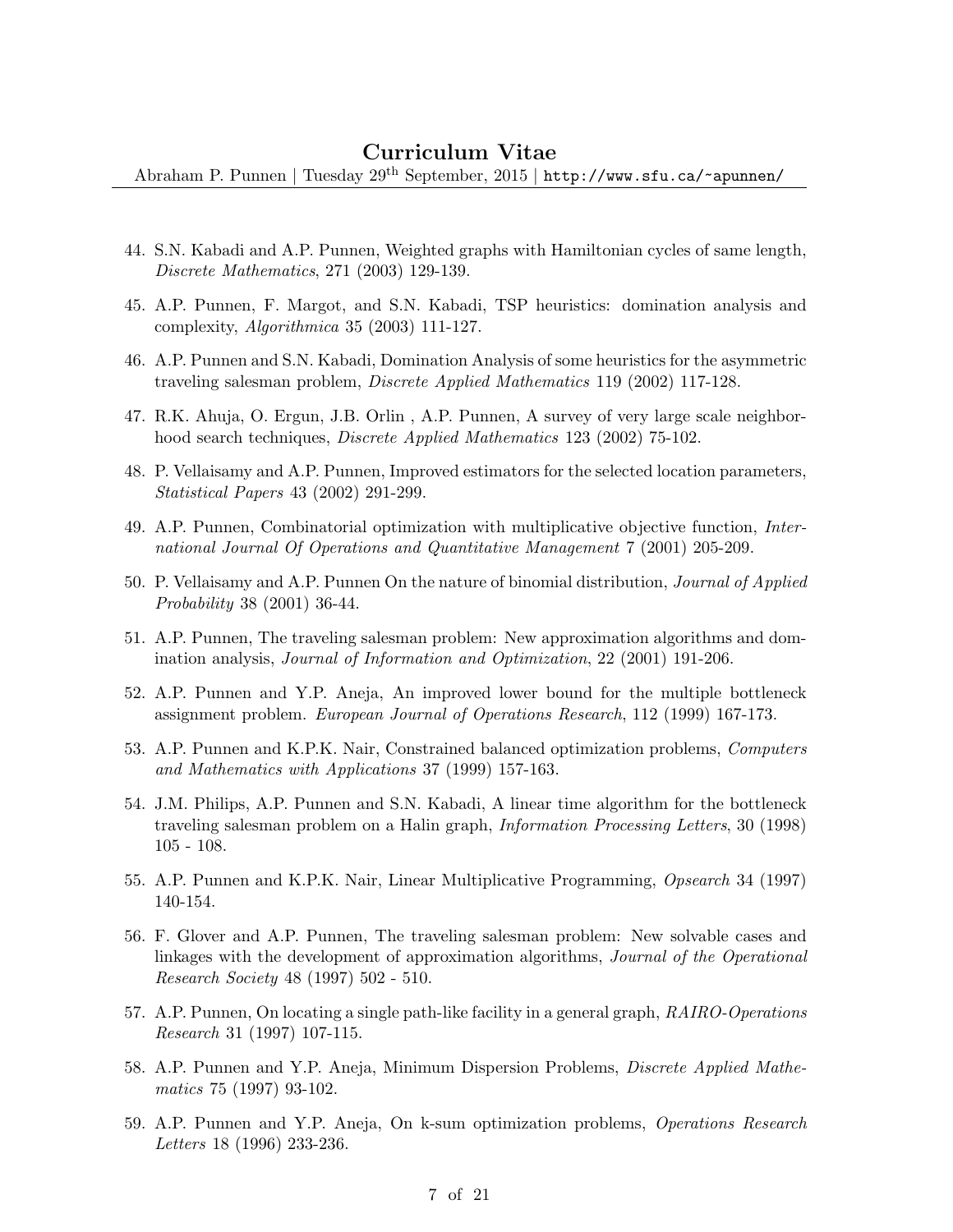44. S.N. Kabadi and A.P. Punnen, Weighted graphs with Hamiltonian cycles of same length, *Discrete Mathematics*, 271 (2003) 129-139.
45. A.P. Punnen, F. Margot, and S.N. Kabadi, TSP heuristics: domination analysis and complexity, *Algorithmica* 35 (2003) 111-127.
46. A.P. Punnen and S.N. Kabadi, Domination Analysis of some heuristics for the asymmetric traveling salesman problem, *Discrete Applied Mathematics* 119 (2002) 117-128.
47. R.K. Ahuja, O. Ergun, J.B. Orlin , A.P. Punnen, A survey of very large scale neighborhood search techniques, *Discrete Applied Mathematics* 123 (2002) 75-102.
48. P. Vellaisamy and A.P. Punnen, Improved estimators for the selected location parameters, *Statistical Papers* 43 (2002) 291-299.
49. A.P. Punnen, Combinatorial optimization with multiplicative objective function, *International Journal Of Operations and Quantitative Management* 7 (2001) 205-209.
50. P. Vellaisamy and A.P. Punnen On the nature of binomial distribution, *Journal of Applied Probability* 38 (2001) 36-44.
51. A.P. Punnen, The traveling salesman problem: New approximation algorithms and domination analysis, *Journal of Information and Optimization*, 22 (2001) 191-206.
52. A.P. Punnen and Y.P. Aneja, An improved lower bound for the multiple bottleneck assignment problem. *European Journal of Operations Research*, 112 (1999) 167-173.
53. A.P. Punnen and K.P.K. Nair, Constrained balanced optimization problems, *Computers and Mathematics with Applications* 37 (1999) 157-163.
54. J.M. Philips, A.P. Punnen and S.N. Kabadi, A linear time algorithm for the bottleneck traveling salesman problem on a Halin graph, *Information Processing Letters*, 30 (1998) 105 - 108.
55. A.P. Punnen and K.P.K. Nair, Linear Multiplicative Programming, *Opsearch* 34 (1997) 140-154.
56. F. Glover and A.P. Punnen, The traveling salesman problem: New solvable cases and linkages with the development of approximation algorithms, *Journal of the Operational Research Society* 48 (1997) 502 - 510.
57. A.P. Punnen, On locating a single path-like facility in a general graph, *RAIRO-Operations Research* 31 (1997) 107-115.
58. A.P. Punnen and Y.P. Aneja, Minimum Dispersion Problems, *Discrete Applied Mathematics* 75 (1997) 93-102.
59. A.P. Punnen and Y.P. Aneja, On k-sum optimization problems, *Operations Research Letters* 18 (1996) 233-236.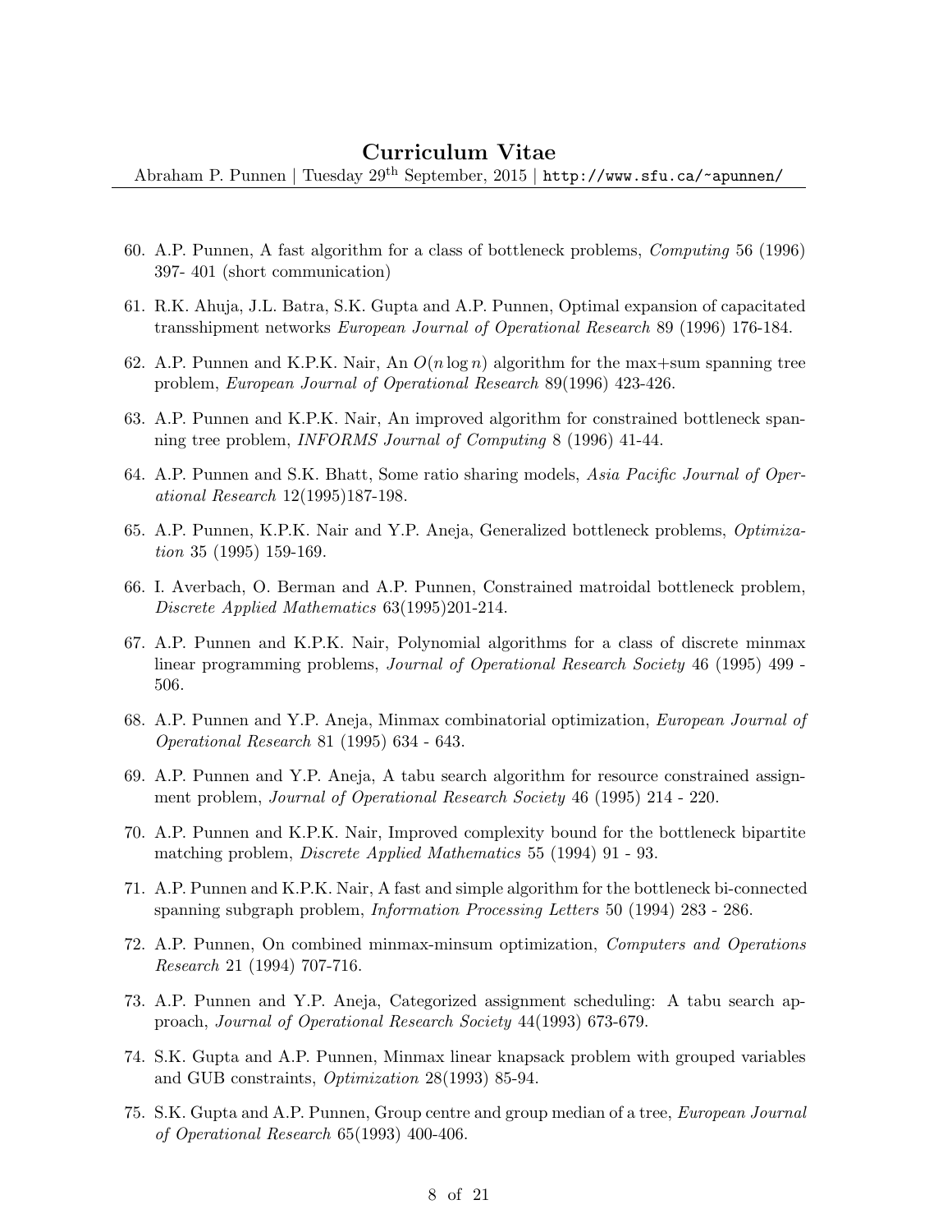60. A.P. Punnen, A fast algorithm for a class of bottleneck problems, *Computing* 56 (1996) 397- 401 (short communication)

61. R.K. Ahuja, J.L. Batra, S.K. Gupta and A.P. Punnen, Optimal expansion of capacitated transshipment networks *European Journal of Operational Research* 89 (1996) 176-184.

62. A.P. Punnen and K.P.K. Nair, An $O(n \log n)$ algorithm for the max+sum spanning tree problem, *European Journal of Operational Research* 89(1996) 423-426.

63. A.P. Punnen and K.P.K. Nair, An improved algorithm for constrained bottleneck spanning tree problem, *INFORMS Journal of Computing* 8 (1996) 41-44.

64. A.P. Punnen and S.K. Bhatt, Some ratio sharing models, *Asia Pacific Journal of Operational Research* 12(1995)187-198.

65. A.P. Punnen, K.P.K. Nair and Y.P. Aneja, Generalized bottleneck problems, *Optimization* 35 (1995) 159-169.

66. I. Averbach, O. Berman and A.P. Punnen, Constrained matroidal bottleneck problem, *Discrete Applied Mathematics* 63(1995)201-214.

67. A.P. Punnen and K.P.K. Nair, Polynomial algorithms for a class of discrete minmax linear programming problems, *Journal of Operational Research Society* 46 (1995) 499 - 506.

68. A.P. Punnen and Y.P. Aneja, Minmax combinatorial optimization, *European Journal of Operational Research* 81 (1995) 634 - 643.

69. A.P. Punnen and Y.P. Aneja, A tabu search algorithm for resource constrained assignment problem, *Journal of Operational Research Society* 46 (1995) 214 - 220.

70. A.P. Punnen and K.P.K. Nair, Improved complexity bound for the bottleneck bipartite matching problem, *Discrete Applied Mathematics* 55 (1994) 91 - 93.

71. A.P. Punnen and K.P.K. Nair, A fast and simple algorithm for the bottleneck bi-connected spanning subgraph problem, *Information Processing Letters* 50 (1994) 283 - 286.

72. A.P. Punnen, On combined minmax-minsum optimization, *Computers and Operations Research* 21 (1994) 707-716.

73. A.P. Punnen and Y.P. Aneja, Categorized assignment scheduling: A tabu search approach, *Journal of Operational Research Society* 44(1993) 673-679.

74. S.K. Gupta and A.P. Punnen, Minmax linear knapsack problem with grouped variables and GUB constraints, *Optimization* 28(1993) 85-94.

75. S.K. Gupta and A.P. Punnen, Group centre and group median of a tree, *European Journal of Operational Research* 65(1993) 400-406.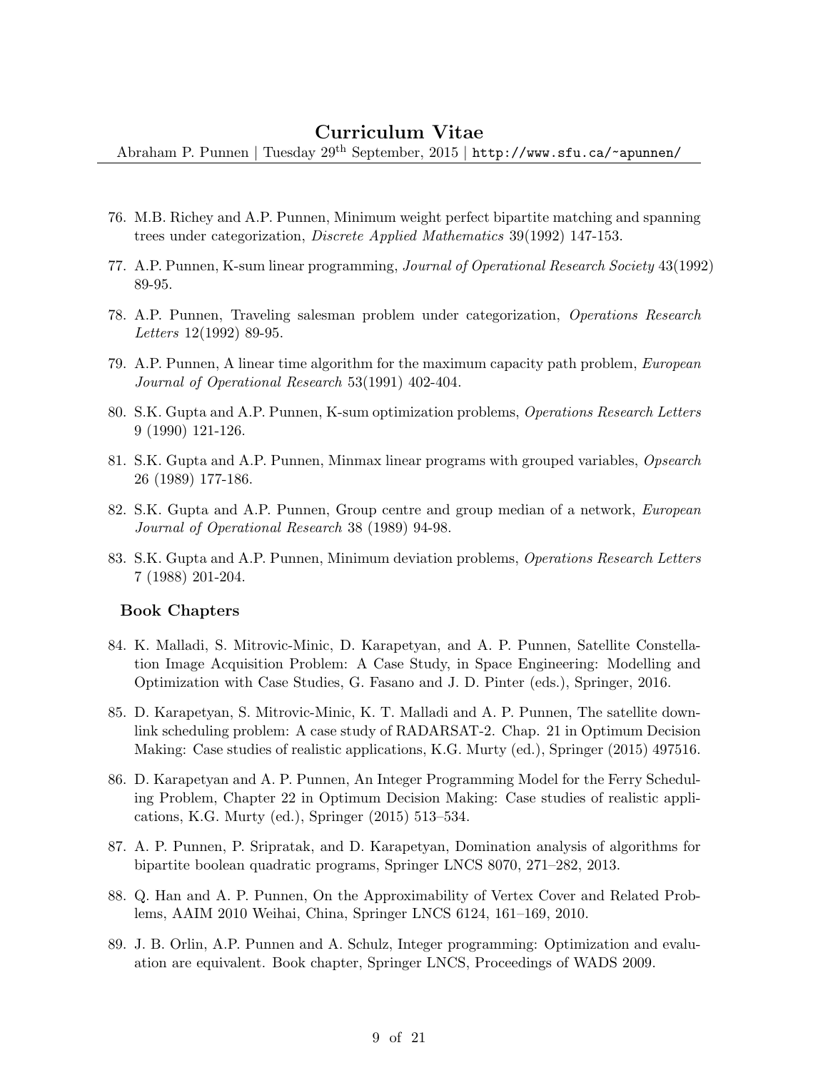76. M.B. Richey and A.P. Punnen, Minimum weight perfect bipartite matching and spanning trees under categorization, *Discrete Applied Mathematics* 39(1992) 147-153.

77. A.P. Punnen, K-sum linear programming, *Journal of Operational Research Society* 43(1992) 89-95.

78. A.P. Punnen, Traveling salesman problem under categorization, *Operations Research Letters* 12(1992) 89-95.

79. A.P. Punnen, A linear time algorithm for the maximum capacity path problem, *European Journal of Operational Research* 53(1991) 402-404.

80. S.K. Gupta and A.P. Punnen, K-sum optimization problems, *Operations Research Letters* 9 (1990) 121-126.

81. S.K. Gupta and A.P. Punnen, Minmax linear programs with grouped variables, *Opsearch* 26 (1989) 177-186.

82. S.K. Gupta and A.P. Punnen, Group centre and group median of a network, *European Journal of Operational Research* 38 (1989) 94-98.

83. S.K. Gupta and A.P. Punnen, Minimum deviation problems, *Operations Research Letters* 7 (1988) 201-204.

### Book Chapters

84. K. Malladi, S. Mitrovic-Minic, D. Karapetyan, and A. P. Punnen, Satellite Constellation Image Acquisition Problem: A Case Study, in Space Engineering: Modelling and Optimization with Case Studies, G. Fasano and J. D. Pinter (eds.), Springer, 2016.

85. D. Karapetyan, S. Mitrovic-Minic, K. T. Malladi and A. P. Punnen, The satellite downlink scheduling problem: A case study of RADARSAT-2. Chap. 21 in Optimum Decision Making: Case studies of realistic applications, K.G. Murty (ed.), Springer (2015) 497516.

86. D. Karapetyan and A. P. Punnen, An Integer Programming Model for the Ferry Scheduling Problem, Chapter 22 in Optimum Decision Making: Case studies of realistic applications, K.G. Murty (ed.), Springer (2015) 513–534.

87. A. P. Punnen, P. Sripratak, and D. Karapetyan, Domination analysis of algorithms for bipartite boolean quadratic programs, Springer LNCS 8070, 271–282, 2013.

88. Q. Han and A. P. Punnen, On the Approximability of Vertex Cover and Related Problems, AAIM 2010 Weihai, China, Springer LNCS 6124, 161–169, 2010.

89. J. B. Orlin, A.P. Punnen and A. Schulz, Integer programming: Optimization and evaluation are equivalent. Book chapter, Springer LNCS, Proceedings of WADS 2009.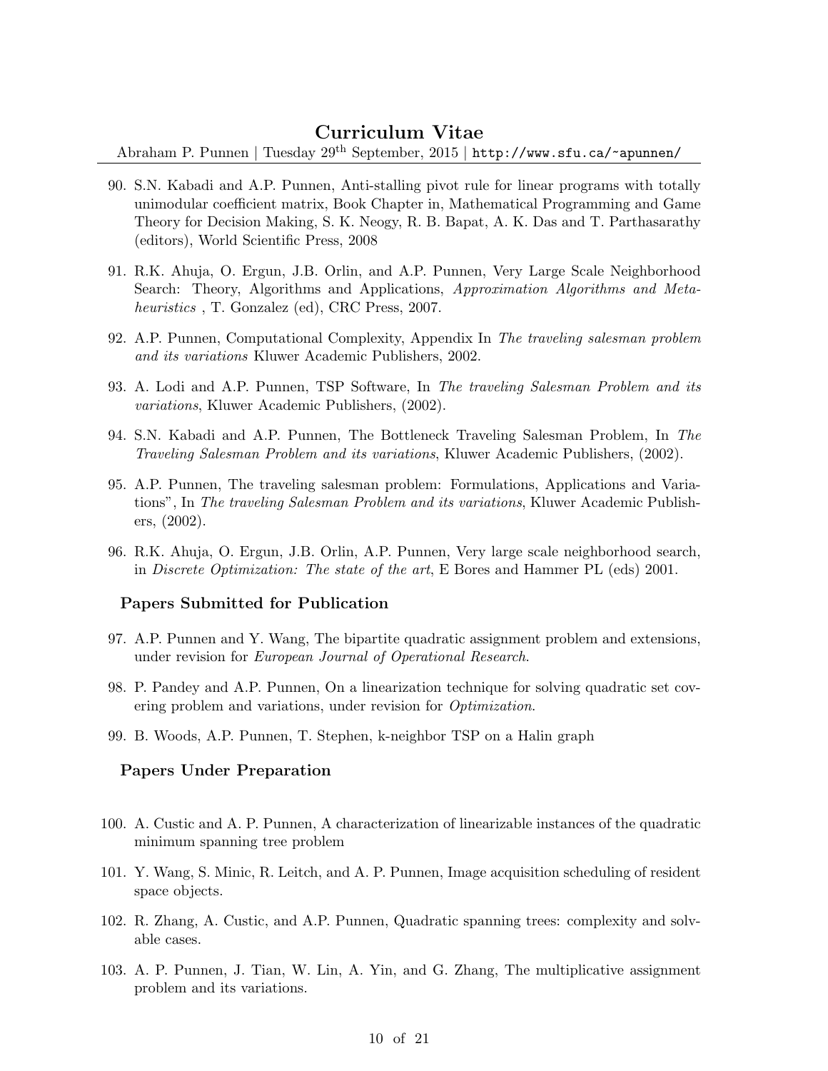90. S.N. Kabadi and A.P. Punnen, Anti-stalling pivot rule for linear programs with totally unimodular coefficient matrix, Book Chapter in, Mathematical Programming and Game Theory for Decision Making, S. K. Neogy, R. B. Bapat, A. K. Das and T. Parthasarathy (editors), World Scientific Press, 2008

91. R.K. Ahuja, O. Ergun, J.B. Orlin, and A.P. Punnen, Very Large Scale Neighborhood Search: Theory, Algorithms and Applications, *Approximation Algorithms and Metaheuristics* , T. Gonzalez (ed), CRC Press, 2007.

92. A.P. Punnen, Computational Complexity, Appendix In *The traveling salesman problem and its variations* Kluwer Academic Publishers, 2002.

93. A. Lodi and A.P. Punnen, TSP Software, In *The traveling Salesman Problem and its variations*, Kluwer Academic Publishers, (2002).

94. S.N. Kabadi and A.P. Punnen, The Bottleneck Traveling Salesman Problem, In *The Traveling Salesman Problem and its variations*, Kluwer Academic Publishers, (2002).

95. A.P. Punnen, The traveling salesman problem: Formulations, Applications and Variations", In *The traveling Salesman Problem and its variations*, Kluwer Academic Publishers, (2002).

96. R.K. Ahuja, O. Ergun, J.B. Orlin, A.P. Punnen, Very large scale neighborhood search, in *Discrete Optimization: The state of the art*, E Bores and Hammer PL (eds) 2001.

### Papers Submitted for Publication

97. A.P. Punnen and Y. Wang, The bipartite quadratic assignment problem and extensions, under revision for *European Journal of Operational Research*.

98. P. Pandey and A.P. Punnen, On a linearization technique for solving quadratic set covering problem and variations, under revision for *Optimization*.

99. B. Woods, A.P. Punnen, T. Stephen, k-neighbor TSP on a Halin graph

### Papers Under Preparation

100. A. Custic and A. P. Punnen, A characterization of linearizable instances of the quadratic minimum spanning tree problem

101. Y. Wang, S. Minic, R. Leitch, and A. P. Punnen, Image acquisition scheduling of resident space objects.

102. R. Zhang, A. Custic, and A.P. Punnen, Quadratic spanning trees: complexity and solvable cases.

103. A. P. Punnen, J. Tian, W. Lin, A. Yin, and G. Zhang, The multiplicative assignment problem and its variations.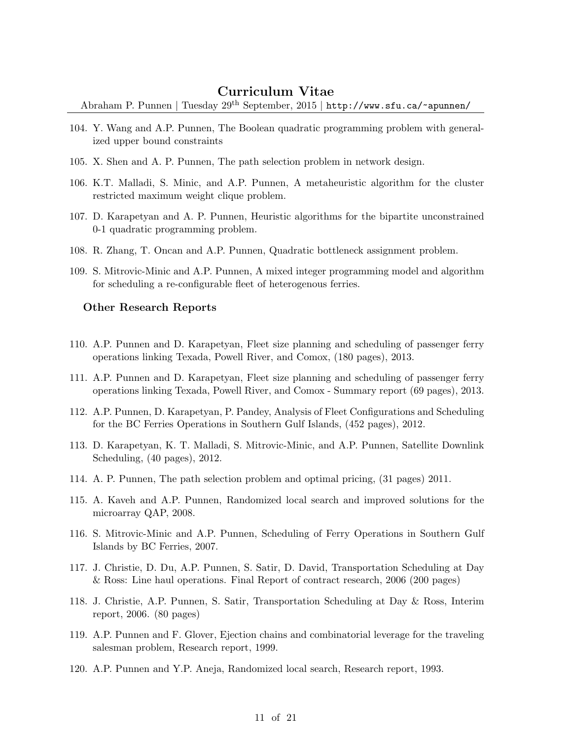104. Y. Wang and A.P. Punnen, The Boolean quadratic programming problem with generalized upper bound constraints

105. X. Shen and A. P. Punnen, The path selection problem in network design.

106. K.T. Malladi, S. Minic, and A.P. Punnen, A metaheuristic algorithm for the cluster restricted maximum weight clique problem.

107. D. Karapetyan and A. P. Punnen, Heuristic algorithms for the bipartite unconstrained 0-1 quadratic programming problem.

108. R. Zhang, T. Oncan and A.P. Punnen, Quadratic bottleneck assignment problem.

109. S. Mitrovic-Minic and A.P. Punnen, A mixed integer programming model and algorithm for scheduling a re-configurable fleet of heterogenous ferries.

### Other Research Reports

110. A.P. Punnen and D. Karapetyan, Fleet size planning and scheduling of passenger ferry operations linking Texada, Powell River, and Comox, (180 pages), 2013.

111. A.P. Punnen and D. Karapetyan, Fleet size planning and scheduling of passenger ferry operations linking Texada, Powell River, and Comox - Summary report (69 pages), 2013.

112. A.P. Punnen, D. Karapetyan, P. Pandey, Analysis of Fleet Configurations and Scheduling for the BC Ferries Operations in Southern Gulf Islands, (452 pages), 2012.

113. D. Karapetyan, K. T. Malladi, S. Mitrovic-Minic, and A.P. Punnen, Satellite Downlink Scheduling, (40 pages), 2012.

114. A. P. Punnen, The path selection problem and optimal pricing, (31 pages) 2011.

115. A. Kaveh and A.P. Punnen, Randomized local search and improved solutions for the microarray QAP, 2008.

116. S. Mitrovic-Minic and A.P. Punnen, Scheduling of Ferry Operations in Southern Gulf Islands by BC Ferries, 2007.

117. J. Christie, D. Du, A.P. Punnen, S. Satir, D. David, Transportation Scheduling at Day & Ross: Line haul operations. Final Report of contract research, 2006 (200 pages)

118. J. Christie, A.P. Punnen, S. Satir, Transportation Scheduling at Day & Ross, Interim report, 2006. (80 pages)

119. A.P. Punnen and F. Glover, Ejection chains and combinatorial leverage for the traveling salesman problem, Research report, 1999.

120. A.P. Punnen and Y.P. Aneja, Randomized local search, Research report, 1993.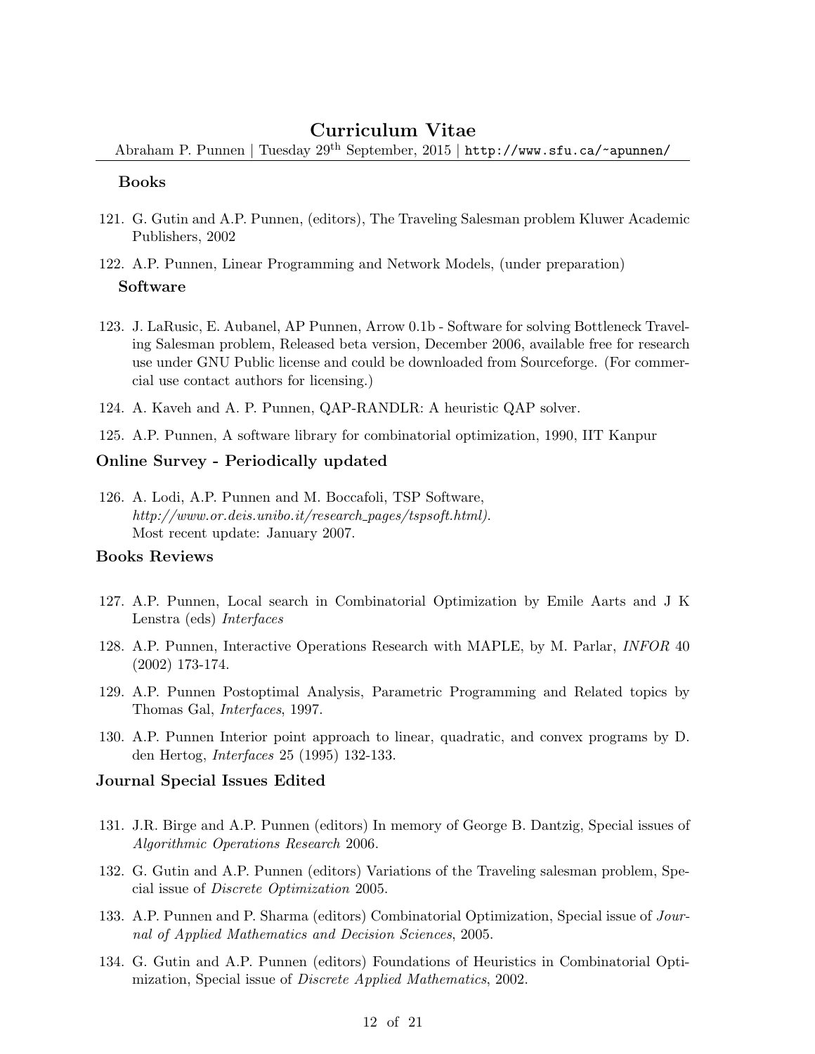### Books

121. G. Gutin and A.P. Punnen, (editors), The Traveling Salesman problem Kluwer Academic Publishers, 2002

122. A.P. Punnen, Linear Programming and Network Models, (under preparation)

### Software

123. J. LaRusic, E. Aubanel, AP Punnen, Arrow 0.1b - Software for solving Bottleneck Traveling Salesman problem, Released beta version, December 2006, available free for research use under GNU Public license and could be downloaded from Sourceforge. (For commercial use contact authors for licensing.)

124. A. Kaveh and A. P. Punnen, QAP-RANDLR: A heuristic QAP solver.

125. A.P. Punnen, A software library for combinatorial optimization, 1990, IIT Kanpur

## Online Survey - Periodically updated

126. A. Lodi, A.P. Punnen and M. Boccafoli, TSP Software, *http://www.or.deis.unibo.it/research_pages/tspsoft.html).* Most recent update: January 2007.

## Books Reviews

127. A.P. Punnen, Local search in Combinatorial Optimization by Emile Aarts and J K Lenstra (eds) *Interfaces*

128. A.P. Punnen, Interactive Operations Research with MAPLE, by M. Parlar, *INFOR* 40 (2002) 173-174.

129. A.P. Punnen Postoptimal Analysis, Parametric Programming and Related topics by Thomas Gal, *Interfaces*, 1997.

130. A.P. Punnen Interior point approach to linear, quadratic, and convex programs by D. den Hertog, *Interfaces* 25 (1995) 132-133.

## Journal Special Issues Edited

131. J.R. Birge and A.P. Punnen (editors) In memory of George B. Dantzig, Special issues of *Algorithmic Operations Research* 2006.

132. G. Gutin and A.P. Punnen (editors) Variations of the Traveling salesman problem, Special issue of *Discrete Optimization* 2005.

133. A.P. Punnen and P. Sharma (editors) Combinatorial Optimization, Special issue of *Journal of Applied Mathematics and Decision Sciences*, 2005.

134. G. Gutin and A.P. Punnen (editors) Foundations of Heuristics in Combinatorial Optimization, Special issue of *Discrete Applied Mathematics*, 2002.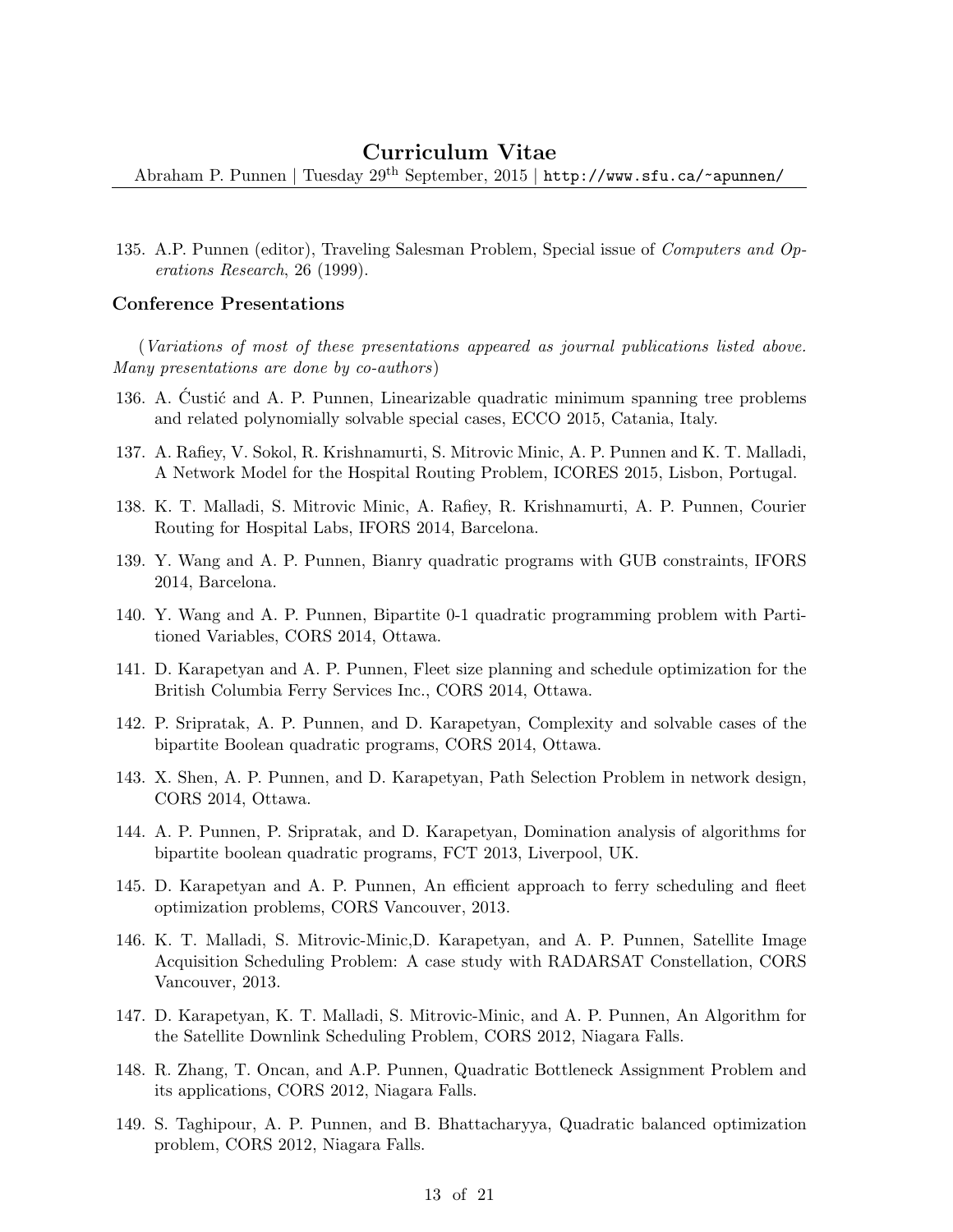135. A.P. Punnen (editor), Traveling Salesman Problem, Special issue of *Computers and Operations Research*, 26 (1999).

### Conference Presentations

(*Variations of most of these presentations appeared as journal publications listed above. Many presentations are done by co-authors*)

136. A. Ćustić and A. P. Punnen, Linearizable quadratic minimum spanning tree problems and related polynomially solvable special cases, ECCO 2015, Catania, Italy.

137. A. Rafiey, V. Sokol, R. Krishnamurti, S. Mitrovic Minic, A. P. Punnen and K. T. Malladi, A Network Model for the Hospital Routing Problem, ICORES 2015, Lisbon, Portugal.

138. K. T. Malladi, S. Mitrovic Minic, A. Rafiey, R. Krishnamurti, A. P. Punnen, Courier Routing for Hospital Labs, IFORS 2014, Barcelona.

139. Y. Wang and A. P. Punnen, Bianry quadratic programs with GUB constraints, IFORS 2014, Barcelona.

140. Y. Wang and A. P. Punnen, Bipartite 0-1 quadratic programming problem with Partitioned Variables, CORS 2014, Ottawa.

141. D. Karapetyan and A. P. Punnen, Fleet size planning and schedule optimization for the British Columbia Ferry Services Inc., CORS 2014, Ottawa.

142. P. Sripratak, A. P. Punnen, and D. Karapetyan, Complexity and solvable cases of the bipartite Boolean quadratic programs, CORS 2014, Ottawa.

143. X. Shen, A. P. Punnen, and D. Karapetyan, Path Selection Problem in network design, CORS 2014, Ottawa.

144. A. P. Punnen, P. Sripratak, and D. Karapetyan, Domination analysis of algorithms for bipartite boolean quadratic programs, FCT 2013, Liverpool, UK.

145. D. Karapetyan and A. P. Punnen, An efficient approach to ferry scheduling and fleet optimization problems, CORS Vancouver, 2013.

146. K. T. Malladi, S. Mitrovic-Minic,D. Karapetyan, and A. P. Punnen, Satellite Image Acquisition Scheduling Problem: A case study with RADARSAT Constellation, CORS Vancouver, 2013.

147. D. Karapetyan, K. T. Malladi, S. Mitrovic-Minic, and A. P. Punnen, An Algorithm for the Satellite Downlink Scheduling Problem, CORS 2012, Niagara Falls.

148. R. Zhang, T. Oncan, and A.P. Punnen, Quadratic Bottleneck Assignment Problem and its applications, CORS 2012, Niagara Falls.

149. S. Taghipour, A. P. Punnen, and B. Bhattacharyya, Quadratic balanced optimization problem, CORS 2012, Niagara Falls.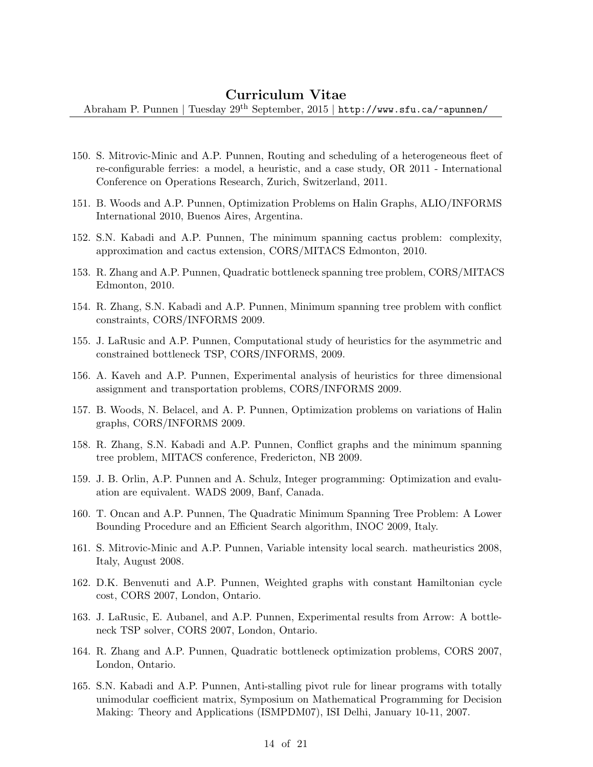150. S. Mitrovic-Minic and A.P. Punnen, Routing and scheduling of a heterogeneous fleet of re-configurable ferries: a model, a heuristic, and a case study, OR 2011 - International Conference on Operations Research, Zurich, Switzerland, 2011.

151. B. Woods and A.P. Punnen, Optimization Problems on Halin Graphs, ALIO/INFORMS International 2010, Buenos Aires, Argentina.

152. S.N. Kabadi and A.P. Punnen, The minimum spanning cactus problem: complexity, approximation and cactus extension, CORS/MITACS Edmonton, 2010.

153. R. Zhang and A.P. Punnen, Quadratic bottleneck spanning tree problem, CORS/MITACS Edmonton, 2010.

154. R. Zhang, S.N. Kabadi and A.P. Punnen, Minimum spanning tree problem with conflict constraints, CORS/INFORMS 2009.

155. J. LaRusic and A.P. Punnen, Computational study of heuristics for the asymmetric and constrained bottleneck TSP, CORS/INFORMS, 2009.

156. A. Kaveh and A.P. Punnen, Experimental analysis of heuristics for three dimensional assignment and transportation problems, CORS/INFORMS 2009.

157. B. Woods, N. Belacel, and A. P. Punnen, Optimization problems on variations of Halin graphs, CORS/INFORMS 2009.

158. R. Zhang, S.N. Kabadi and A.P. Punnen, Conflict graphs and the minimum spanning tree problem, MITACS conference, Fredericton, NB 2009.

159. J. B. Orlin, A.P. Punnen and A. Schulz, Integer programming: Optimization and evaluation are equivalent. WADS 2009, Banf, Canada.

160. T. Oncan and A.P. Punnen, The Quadratic Minimum Spanning Tree Problem: A Lower Bounding Procedure and an Efficient Search algorithm, INOC 2009, Italy.

161. S. Mitrovic-Minic and A.P. Punnen, Variable intensity local search. matheuristics 2008, Italy, August 2008.

162. D.K. Benvenuti and A.P. Punnen, Weighted graphs with constant Hamiltonian cycle cost, CORS 2007, London, Ontario.

163. J. LaRusic, E. Aubanel, and A.P. Punnen, Experimental results from Arrow: A bottleneck TSP solver, CORS 2007, London, Ontario.

164. R. Zhang and A.P. Punnen, Quadratic bottleneck optimization problems, CORS 2007, London, Ontario.

165. S.N. Kabadi and A.P. Punnen, Anti-stalling pivot rule for linear programs with totally unimodular coefficient matrix, Symposium on Mathematical Programming for Decision Making: Theory and Applications (ISMPDM07), ISI Delhi, January 10-11, 2007.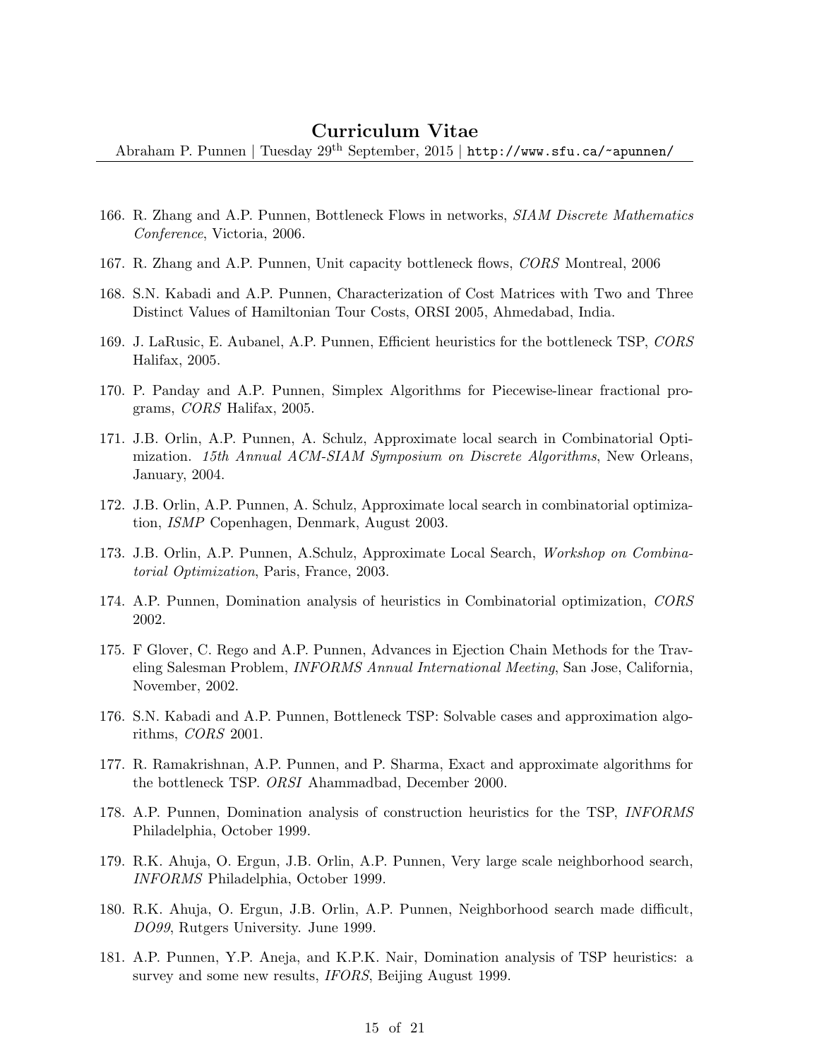166. R. Zhang and A.P. Punnen, Bottleneck Flows in networks, *SIAM Discrete Mathematics Conference*, Victoria, 2006.

167. R. Zhang and A.P. Punnen, Unit capacity bottleneck flows, *CORS* Montreal, 2006

168. S.N. Kabadi and A.P. Punnen, Characterization of Cost Matrices with Two and Three Distinct Values of Hamiltonian Tour Costs, ORSI 2005, Ahmedabad, India.

169. J. LaRusic, E. Aubanel, A.P. Punnen, Efficient heuristics for the bottleneck TSP, *CORS* Halifax, 2005.

170. P. Panday and A.P. Punnen, Simplex Algorithms for Piecewise-linear fractional programs, *CORS* Halifax, 2005.

171. J.B. Orlin, A.P. Punnen, A. Schulz, Approximate local search in Combinatorial Optimization. *15th Annual ACM-SIAM Symposium on Discrete Algorithms*, New Orleans, January, 2004.

172. J.B. Orlin, A.P. Punnen, A. Schulz, Approximate local search in combinatorial optimization, *ISMP* Copenhagen, Denmark, August 2003.

173. J.B. Orlin, A.P. Punnen, A.Schulz, Approximate Local Search, *Workshop on Combinatorial Optimization*, Paris, France, 2003.

174. A.P. Punnen, Domination analysis of heuristics in Combinatorial optimization, *CORS* 2002.

175. F Glover, C. Rego and A.P. Punnen, Advances in Ejection Chain Methods for the Traveling Salesman Problem, *INFORMS Annual International Meeting*, San Jose, California, November, 2002.

176. S.N. Kabadi and A.P. Punnen, Bottleneck TSP: Solvable cases and approximation algorithms, *CORS* 2001.

177. R. Ramakrishnan, A.P. Punnen, and P. Sharma, Exact and approximate algorithms for the bottleneck TSP. *ORSI* Ahammadbad, December 2000.

178. A.P. Punnen, Domination analysis of construction heuristics for the TSP, *INFORMS* Philadelphia, October 1999.

179. R.K. Ahuja, O. Ergun, J.B. Orlin, A.P. Punnen, Very large scale neighborhood search, *INFORMS* Philadelphia, October 1999.

180. R.K. Ahuja, O. Ergun, J.B. Orlin, A.P. Punnen, Neighborhood search made difficult, *DO99*, Rutgers University. June 1999.

181. A.P. Punnen, Y.P. Aneja, and K.P.K. Nair, Domination analysis of TSP heuristics: a survey and some new results, *IFORS*, Beijing August 1999.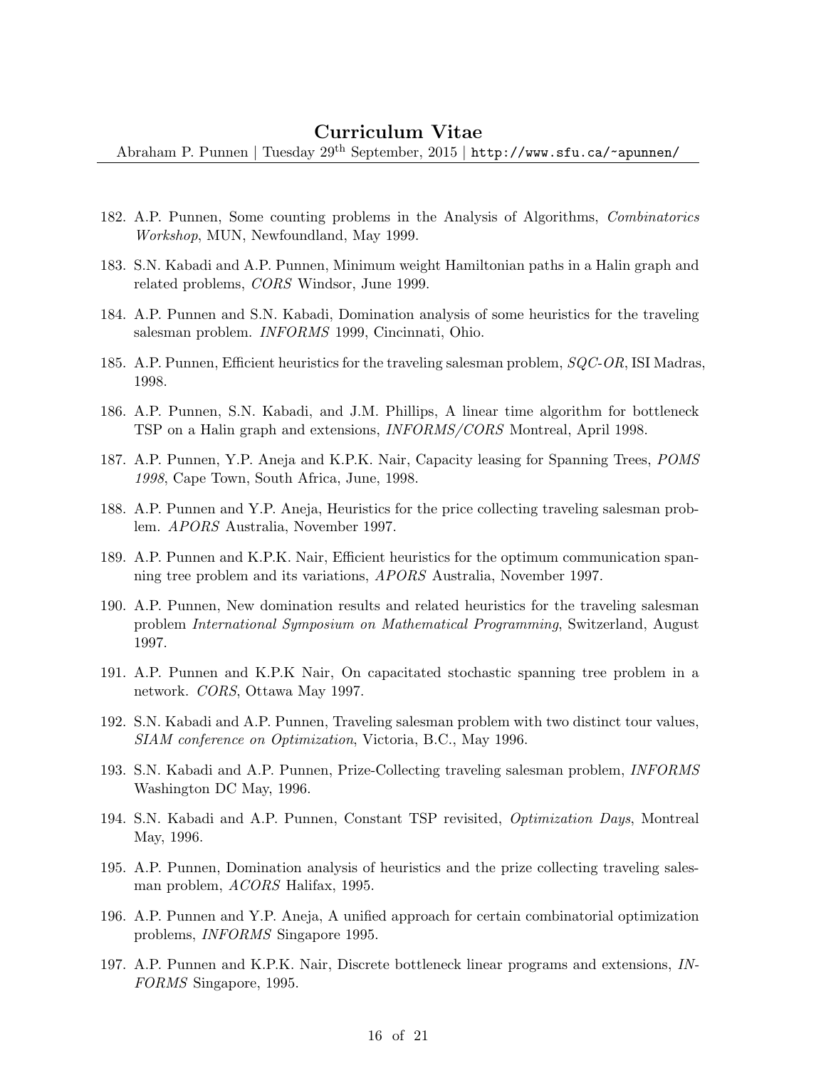182. A.P. Punnen, Some counting problems in the Analysis of Algorithms, *Combinatorics Workshop*, MUN, Newfoundland, May 1999.

183. S.N. Kabadi and A.P. Punnen, Minimum weight Hamiltonian paths in a Halin graph and related problems, *CORS* Windsor, June 1999.

184. A.P. Punnen and S.N. Kabadi, Domination analysis of some heuristics for the traveling salesman problem. *INFORMS* 1999, Cincinnati, Ohio.

185. A.P. Punnen, Efficient heuristics for the traveling salesman problem, *SQC-OR*, ISI Madras, 1998.

186. A.P. Punnen, S.N. Kabadi, and J.M. Phillips, A linear time algorithm for bottleneck TSP on a Halin graph and extensions, *INFORMS/CORS* Montreal, April 1998.

187. A.P. Punnen, Y.P. Aneja and K.P.K. Nair, Capacity leasing for Spanning Trees, *POMS 1998*, Cape Town, South Africa, June, 1998.

188. A.P. Punnen and Y.P. Aneja, Heuristics for the price collecting traveling salesman problem. *APORS* Australia, November 1997.

189. A.P. Punnen and K.P.K. Nair, Efficient heuristics for the optimum communication spanning tree problem and its variations, *APORS* Australia, November 1997.

190. A.P. Punnen, New domination results and related heuristics for the traveling salesman problem *International Symposium on Mathematical Programming*, Switzerland, August 1997.

191. A.P. Punnen and K.P.K Nair, On capacitated stochastic spanning tree problem in a network. *CORS*, Ottawa May 1997.

192. S.N. Kabadi and A.P. Punnen, Traveling salesman problem with two distinct tour values, *SIAM conference on Optimization*, Victoria, B.C., May 1996.

193. S.N. Kabadi and A.P. Punnen, Prize-Collecting traveling salesman problem, *INFORMS* Washington DC May, 1996.

194. S.N. Kabadi and A.P. Punnen, Constant TSP revisited, *Optimization Days*, Montreal May, 1996.

195. A.P. Punnen, Domination analysis of heuristics and the prize collecting traveling salesman problem, *ACORS* Halifax, 1995.

196. A.P. Punnen and Y.P. Aneja, A unified approach for certain combinatorial optimization problems, *INFORMS* Singapore 1995.

197. A.P. Punnen and K.P.K. Nair, Discrete bottleneck linear programs and extensions, *INFORMS* Singapore, 1995.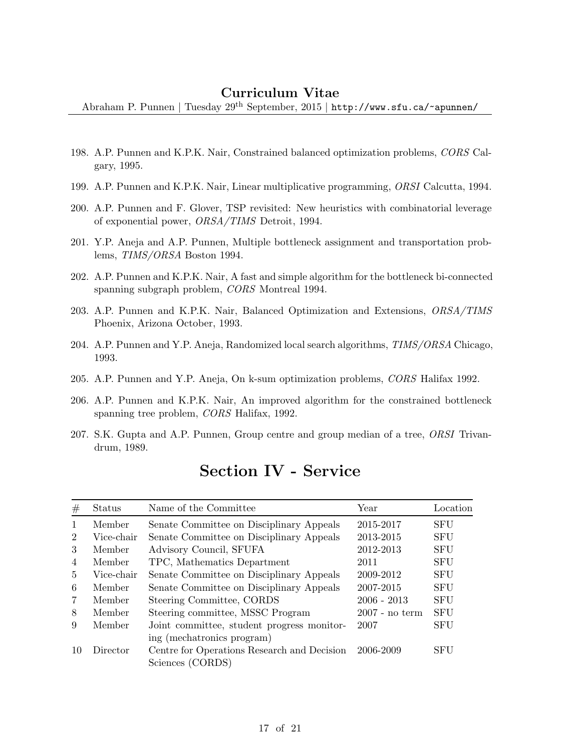198. A.P. Punnen and K.P.K. Nair, Constrained balanced optimization problems, *CORS* Calgary, 1995.

199. A.P. Punnen and K.P.K. Nair, Linear multiplicative programming, *ORSI* Calcutta, 1994.

200. A.P. Punnen and F. Glover, TSP revisited: New heuristics with combinatorial leverage of exponential power, *ORSA/TIMS* Detroit, 1994.

201. Y.P. Aneja and A.P. Punnen, Multiple bottleneck assignment and transportation problems, *TIMS/ORSA* Boston 1994.

202. A.P. Punnen and K.P.K. Nair, A fast and simple algorithm for the bottleneck bi-connected spanning subgraph problem, *CORS* Montreal 1994.

203. A.P. Punnen and K.P.K. Nair, Balanced Optimization and Extensions, *ORSA/TIMS* Phoenix, Arizona October, 1993.

204. A.P. Punnen and Y.P. Aneja, Randomized local search algorithms, *TIMS/ORSA* Chicago, 1993.

205. A.P. Punnen and Y.P. Aneja, On k-sum optimization problems, *CORS* Halifax 1992.

206. A.P. Punnen and K.P.K. Nair, An improved algorithm for the constrained bottleneck spanning tree problem, *CORS* Halifax, 1992.

207. S.K. Gupta and A.P. Punnen, Group centre and group median of a tree, *ORSI* Trivandrum, 1989.

# Section IV - Service

| # | Status | Name of the Committee | Year | Location |
|---|---|---|---|---|
| 1 | Member | Senate Committee on Disciplinary Appeals | 2015-2017 | SFU |
| 2 | Vice-chair | Senate Committee on Disciplinary Appeals | 2013-2015 | SFU |
| 3 | Member | Advisory Council, SFUFA | 2012-2013 | SFU |
| 4 | Member | TPC, Mathematics Department | 2011 | SFU |
| 5 | Vice-chair | Senate Committee on Disciplinary Appeals | 2009-2012 | SFU |
| 6 | Member | Senate Committee on Disciplinary Appeals | 2007-2015 | SFU |
| 7 | Member | Steering Committee, CORDS | 2006 - 2013 | SFU |
| 8 | Member | Steering committee, MSSC Program | 2007 - no term | SFU |
| 9 | Member | Joint committee, student progress monitoring (mechatronics program) | 2007 | SFU |
| 10 | Director | Centre for Operations Research and Decision Sciences (CORDS) | 2006-2009 | SFU |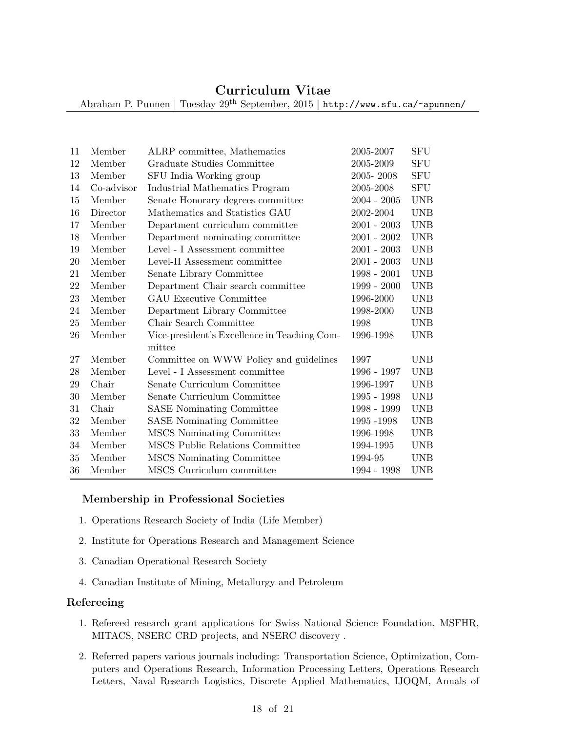| | | | | |
|---|---|---|---|---|
| 11 | Member | ALRP committee, Mathematics | 2005-2007 | SFU |
| 12 | Member | Graduate Studies Committee | 2005-2009 | SFU |
| 13 | Member | SFU India Working group | 2005- 2008 | SFU |
| 14 | Co-advisor | Industrial Mathematics Program | 2005-2008 | SFU |
| 15 | Member | Senate Honorary degrees committee | 2004 - 2005 | UNB |
| 16 | Director | Mathematics and Statistics GAU | 2002-2004 | UNB |
| 17 | Member | Department curriculum committee | 2001 - 2003 | UNB |
| 18 | Member | Department nominating committee | 2001 - 2002 | UNB |
| 19 | Member | Level - I Assessment committee | 2001 - 2003 | UNB |
| 20 | Member | Level-II Assessment committee | 2001 - 2003 | UNB |
| 21 | Member | Senate Library Committee | 1998 - 2001 | UNB |
| 22 | Member | Department Chair search committee | 1999 - 2000 | UNB |
| 23 | Member | GAU Executive Committee | 1996-2000 | UNB |
| 24 | Member | Department Library Committee | 1998-2000 | UNB |
| 25 | Member | Chair Search Committee | 1998 | UNB |
| 26 | Member | Vice-president's Excellence in Teaching Committee | 1996-1998 | UNB |
| 27 | Member | Committee on WWW Policy and guidelines | 1997 | UNB |
| 28 | Member | Level - I Assessment committee | 1996 - 1997 | UNB |
| 29 | Chair | Senate Curriculum Committee | 1996-1997 | UNB |
| 30 | Member | Senate Curriculum Committee | 1995 - 1998 | UNB |
| 31 | Chair | SASE Nominating Committee | 1998 - 1999 | UNB |
| 32 | Member | SASE Nominating Committee | 1995 -1998 | UNB |
| 33 | Member | MSCS Nominating Committee | 1996-1998 | UNB |
| 34 | Member | MSCS Public Relations Committee | 1994-1995 | UNB |
| 35 | Member | MSCS Nominating Committee | 1994-95 | UNB |
| 36 | Member | MSCS Curriculum committee | 1994 - 1998 | UNB |

### Membership in Professional Societies

1. Operations Research Society of India (Life Member)
2. Institute for Operations Research and Management Science
3. Canadian Operational Research Society
4. Canadian Institute of Mining, Metallurgy and Petroleum

## Refereeing

1. Refereed research grant applications for Swiss National Science Foundation, MSFHR, MITACS, NSERC CRD projects, and NSERC discovery .
2. Referred papers various journals including: Transportation Science, Optimization, Computers and Operations Research, Information Processing Letters, Operations Research Letters, Naval Research Logistics, Discrete Applied Mathematics, IJOQM, Annals of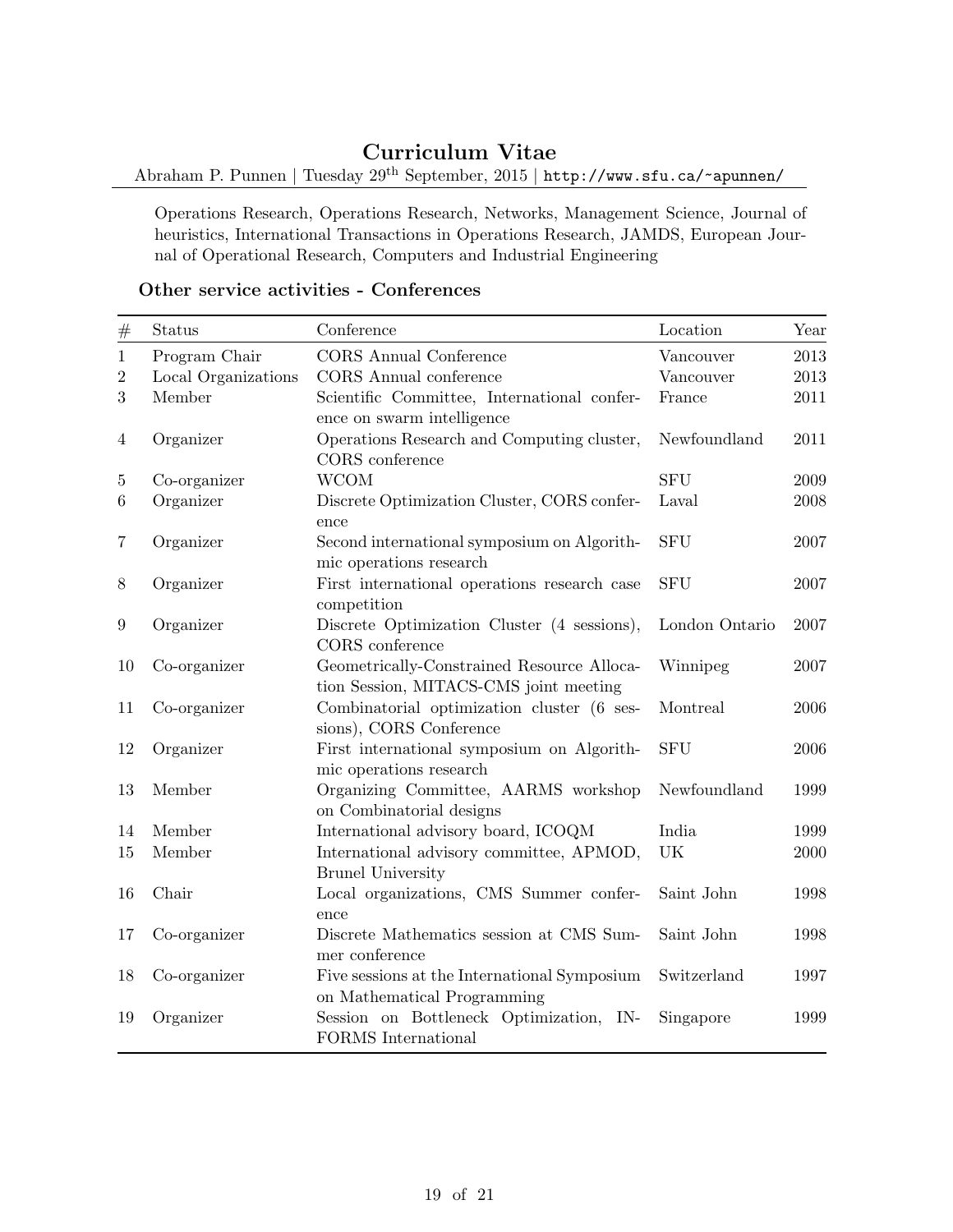Operations Research, Operations Research, Networks, Management Science, Journal of heuristics, International Transactions in Operations Research, JAMDS, European Journal of Operational Research, Computers and Industrial Engineering

### Other service activities - Conferences

| # | Status | Conference | Location | Year |
|---|---|---|---|---|
| 1 | Program Chair | CORS Annual Conference | Vancouver | 2013 |
| 2 | Local Organizations | CORS Annual conference | Vancouver | 2013 |
| 3 | Member | Scientific Committee, International conference on swarm intelligence | France | 2011 |
| 4 | Organizer | Operations Research and Computing cluster, CORS conference | Newfoundland | 2011 |
| 5 | Co-organizer | WCOM | SFU | 2009 |
| 6 | Organizer | Discrete Optimization Cluster, CORS conference | Laval | 2008 |
| 7 | Organizer | Second international symposium on Algorithmic operations research | SFU | 2007 |
| 8 | Organizer | First international operations research case competition | SFU | 2007 |
| 9 | Organizer | Discrete Optimization Cluster (4 sessions), CORS conference | London Ontario | 2007 |
| 10 | Co-organizer | Geometrically-Constrained Resource Allocation Session, MITACS-CMS joint meeting | Winnipeg | 2007 |
| 11 | Co-organizer | Combinatorial optimization cluster (6 sessions), CORS Conference | Montreal | 2006 |
| 12 | Organizer | First international symposium on Algorithmic operations research | SFU | 2006 |
| 13 | Member | Organizing Committee, AARMS workshop on Combinatorial designs | Newfoundland | 1999 |
| 14 | Member | International advisory board, ICOQM | India | 1999 |
| 15 | Member | International advisory committee, APMOD, Brunel University | UK | 2000 |
| 16 | Chair | Local organizations, CMS Summer conference | Saint John | 1998 |
| 17 | Co-organizer | Discrete Mathematics session at CMS Summer conference | Saint John | 1998 |
| 18 | Co-organizer | Five sessions at the International Symposium on Mathematical Programming | Switzerland | 1997 |
| 19 | Organizer | Session on Bottleneck Optimization, INFORMS International | Singapore | 1999 |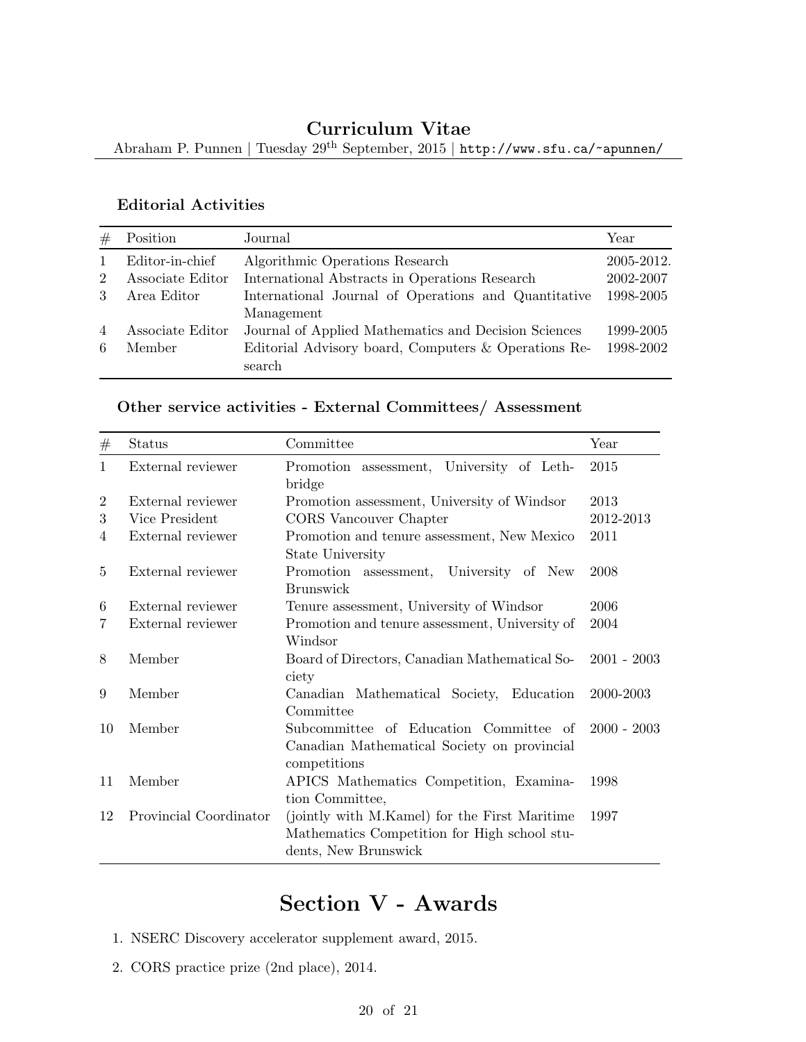### Editorial Activities

| # | Position | Journal | Year |
|---|---|---|---|
| 1 | Editor-in-chief | Algorithmic Operations Research | 2005-2012. |
| 2 | Associate Editor | International Abstracts in Operations Research | 2002-2007 |
| 3 | Area Editor | International Journal of Operations and Quantitative Management | 1998-2005 |
| 4 | Associate Editor | Journal of Applied Mathematics and Decision Sciences | 1999-2005 |
| 6 | Member | Editorial Advisory board, Computers & Operations Research | 1998-2002 |

### Other service activities - External Committees/ Assessment

| # | Status | Committee | Year |
|---|---|---|---|
| 1 | External reviewer | Promotion assessment, University of Lethbridge | 2015 |
| 2 | External reviewer | Promotion assessment, University of Windsor | 2013 |
| 3 | Vice President | CORS Vancouver Chapter | 2012-2013 |
| 4 | External reviewer | Promotion and tenure assessment, New Mexico State University | 2011 |
| 5 | External reviewer | Promotion assessment, University of New Brunswick | 2008 |
| 6 | External reviewer | Tenure assessment, University of Windsor | 2006 |
| 7 | External reviewer | Promotion and tenure assessment, University of Windsor | 2004 |
| 8 | Member | Board of Directors, Canadian Mathematical Society | 2001 - 2003 |
| 9 | Member | Canadian Mathematical Society, Education Committee | 2000-2003 |
| 10 | Member | Subcommittee of Education Committee of Canadian Mathematical Society on provincial competitions | 2000 - 2003 |
| 11 | Member | APICS Mathematics Competition, Examination Committee, | 1998 |
| 12 | Provincial Coordinator | (jointly with M.Kamel) for the First Maritime Mathematics Competition for High school students, New Brunswick | 1997 |

# Section V - Awards

1. NSERC Discovery accelerator supplement award, 2015.
2. CORS practice prize (2nd place), 2014.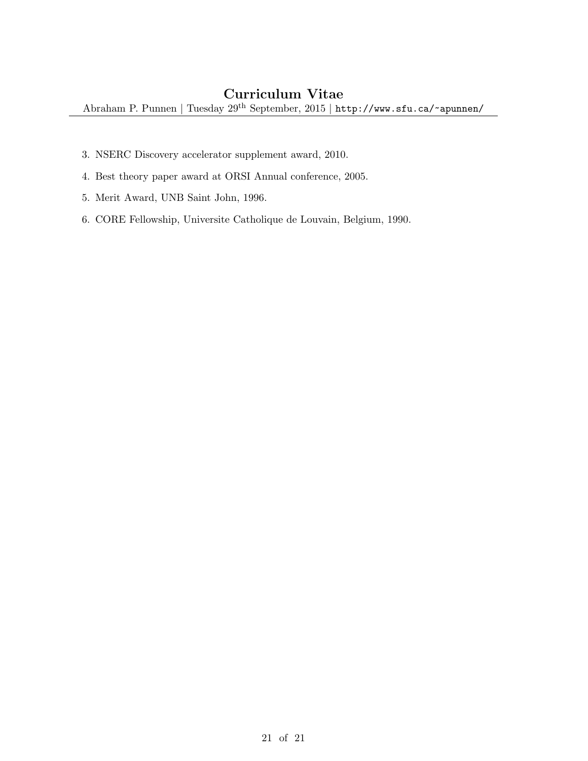3. NSERC Discovery accelerator supplement award, 2010.
4. Best theory paper award at ORSI Annual conference, 2005.
5. Merit Award, UNB Saint John, 1996.
6. CORE Fellowship, Universite Catholique de Louvain, Belgium, 1990.